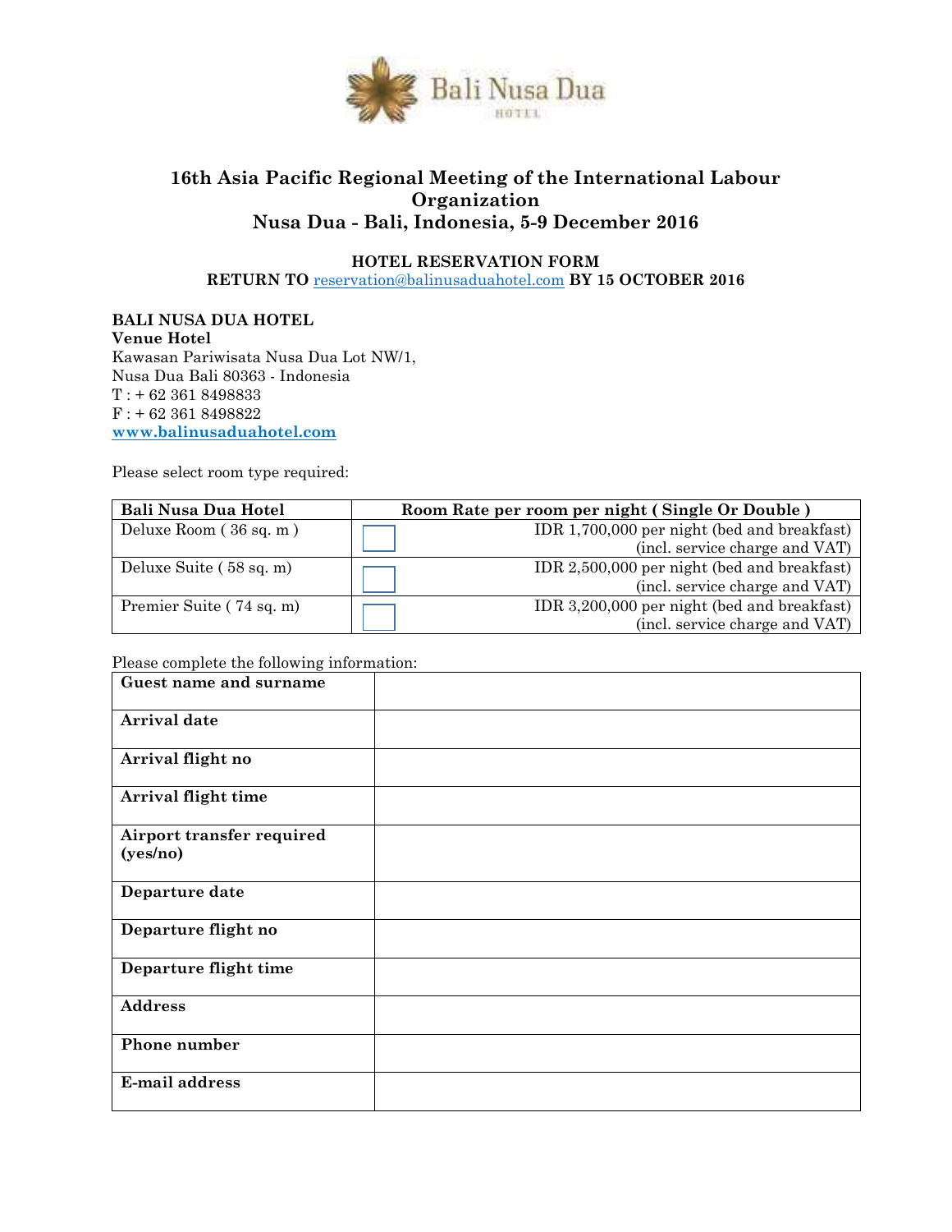Bali Nusa Dua
HOTEL

# 16th Asia Pacific Regional Meeting of the International Labour Organization
# Nusa Dua - Bali, Indonesia, 5-9 December 2016

**HOTEL RESERVATION FORM**

**RETURN TO** reservation@balinusaduahotel.com **BY 15 OCTOBER 2016**

**BALI NUSA DUA HOTEL**
**Venue Hotel**
Kawasan Pariwisata Nusa Dua Lot NW/1,
Nusa Dua Bali 80363 - Indonesia
T : + 62 361 8498833
F : + 62 361 8498822
**www.balinusaduahotel.com**

Please select room type required:

| Bali Nusa Dua Hotel | | Room Rate per room per night ( Single Or Double ) |
|---|---|---|
| Deluxe Room ( 36 sq. m ) | ☐ | IDR 1,700,000 per night (bed and breakfast) (incl. service charge and VAT) |
| Deluxe Suite ( 58 sq. m) | ☐ | IDR 2,500,000 per night (bed and breakfast) (incl. service charge and VAT) |
| Premier Suite ( 74 sq. m) | ☐ | IDR 3,200,000 per night (bed and breakfast) (incl. service charge and VAT) |

Please complete the following information:

| | |
|---|---|
| **Guest name and surname** | |
| **Arrival date** | |
| **Arrival flight no** | |
| **Arrival flight time** | |
| **Airport transfer required (yes/no)** | |
| **Departure date** | |
| **Departure flight no** | |
| **Departure flight time** | |
| **Address** | |
| **Phone number** | |
| **E-mail address** | |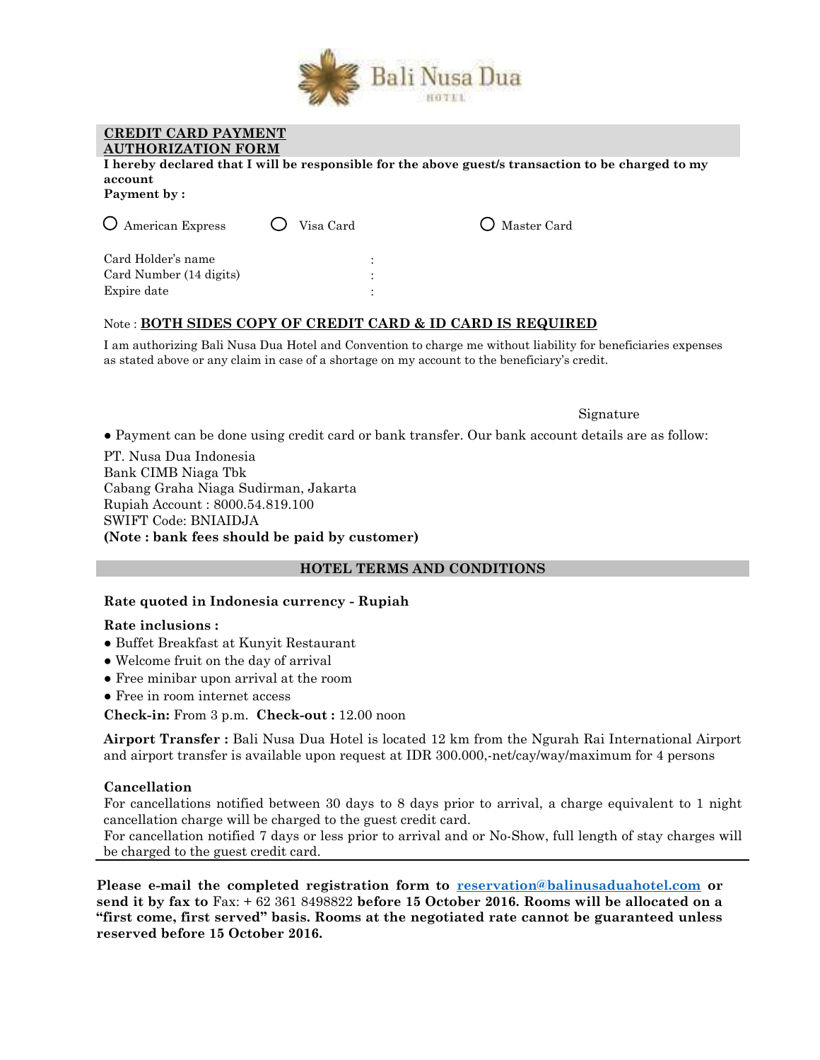Bali Nusa Dua HOTEL

**CREDIT CARD PAYMENT AUTHORIZATION FORM**

**I hereby declared that I will be responsible for the above guest/s transaction to be charged to my account**

**Payment by :**

○ American Express ○ Visa Card ○ Master Card

Card Holder's name :
Card Number (14 digits) :
Expire date :

Note : **BOTH SIDES COPY OF CREDIT CARD & ID CARD IS REQUIRED**

I am authorizing Bali Nusa Dua Hotel and Convention to charge me without liability for beneficiaries expenses as stated above or any claim in case of a shortage on my account to the beneficiary's credit.

Signature

- Payment can be done using credit card or bank transfer. Our bank account details are as follow:

PT. Nusa Dua Indonesia
Bank CIMB Niaga Tbk
Cabang Graha Niaga Sudirman, Jakarta
Rupiah Account : 8000.54.819.100
SWIFT Code: BNIAIDJA
**(Note : bank fees should be paid by customer)**

## HOTEL TERMS AND CONDITIONS

**Rate quoted in Indonesia currency - Rupiah**

**Rate inclusions :**

- Buffet Breakfast at Kunyit Restaurant
- Welcome fruit on the day of arrival
- Free minibar upon arrival at the room
- Free in room internet access

**Check-in:** From 3 p.m. **Check-out :** 12.00 noon

**Airport Transfer :** Bali Nusa Dua Hotel is located 12 km from the Ngurah Rai International Airport and airport transfer is available upon request at IDR 300.000,-net/cay/way/maximum for 4 persons

**Cancellation**

For cancellations notified between 30 days to 8 days prior to arrival, a charge equivalent to 1 night cancellation charge will be charged to the guest credit card.

For cancellation notified 7 days or less prior to arrival and or No-Show, full length of stay charges will be charged to the guest credit card.

**Please e-mail the completed registration form to** reservation@balinusaduahotel.com **or send it by fax to** Fax: + 62 361 8498822 **before 15 October 2016. Rooms will be allocated on a "first come, first served" basis. Rooms at the negotiated rate cannot be guaranteed unless reserved before 15 October 2016.**